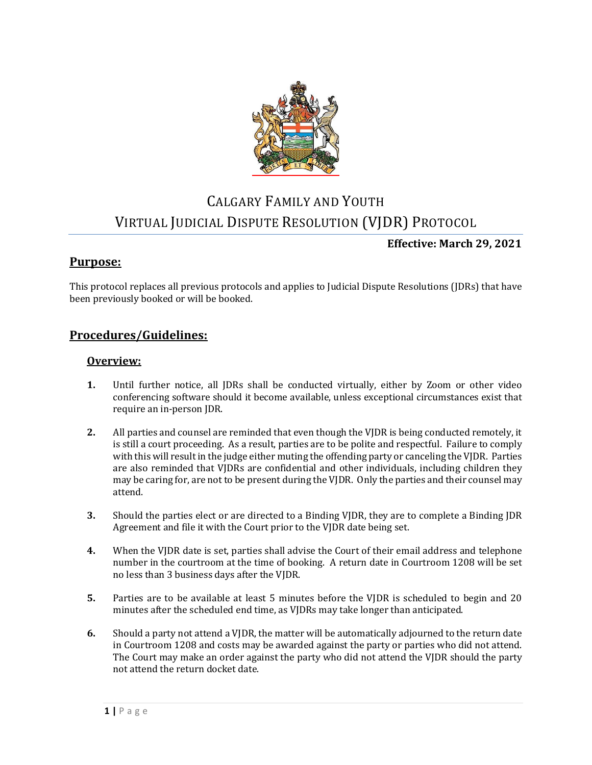# Calgary Family and Youth
# Virtual Judicial Dispute Resolution (VJDR) Protocol

**Effective: March 29, 2021**

## Purpose:

This protocol replaces all previous protocols and applies to Judicial Dispute Resolutions (JDRs) that have been previously booked or will be booked.

## Procedures/Guidelines:

### Overview:

**1.** Until further notice, all JDRs shall be conducted virtually, either by Zoom or other video conferencing software should it become available, unless exceptional circumstances exist that require an in-person JDR.

**2.** All parties and counsel are reminded that even though the VJDR is being conducted remotely, it is still a court proceeding. As a result, parties are to be polite and respectful. Failure to comply with this will result in the judge either muting the offending party or canceling the VJDR. Parties are also reminded that VJDRs are confidential and other individuals, including children they may be caring for, are not to be present during the VJDR. Only the parties and their counsel may attend.

**3.** Should the parties elect or are directed to a Binding VJDR, they are to complete a Binding JDR Agreement and file it with the Court prior to the VJDR date being set.

**4.** When the VJDR date is set, parties shall advise the Court of their email address and telephone number in the courtroom at the time of booking. A return date in Courtroom 1208 will be set no less than 3 business days after the VJDR.

**5.** Parties are to be available at least 5 minutes before the VJDR is scheduled to begin and 20 minutes after the scheduled end time, as VJDRs may take longer than anticipated.

**6.** Should a party not attend a VJDR, the matter will be automatically adjourned to the return date in Courtroom 1208 and costs may be awarded against the party or parties who did not attend. The Court may make an order against the party who did not attend the VJDR should the party not attend the return docket date.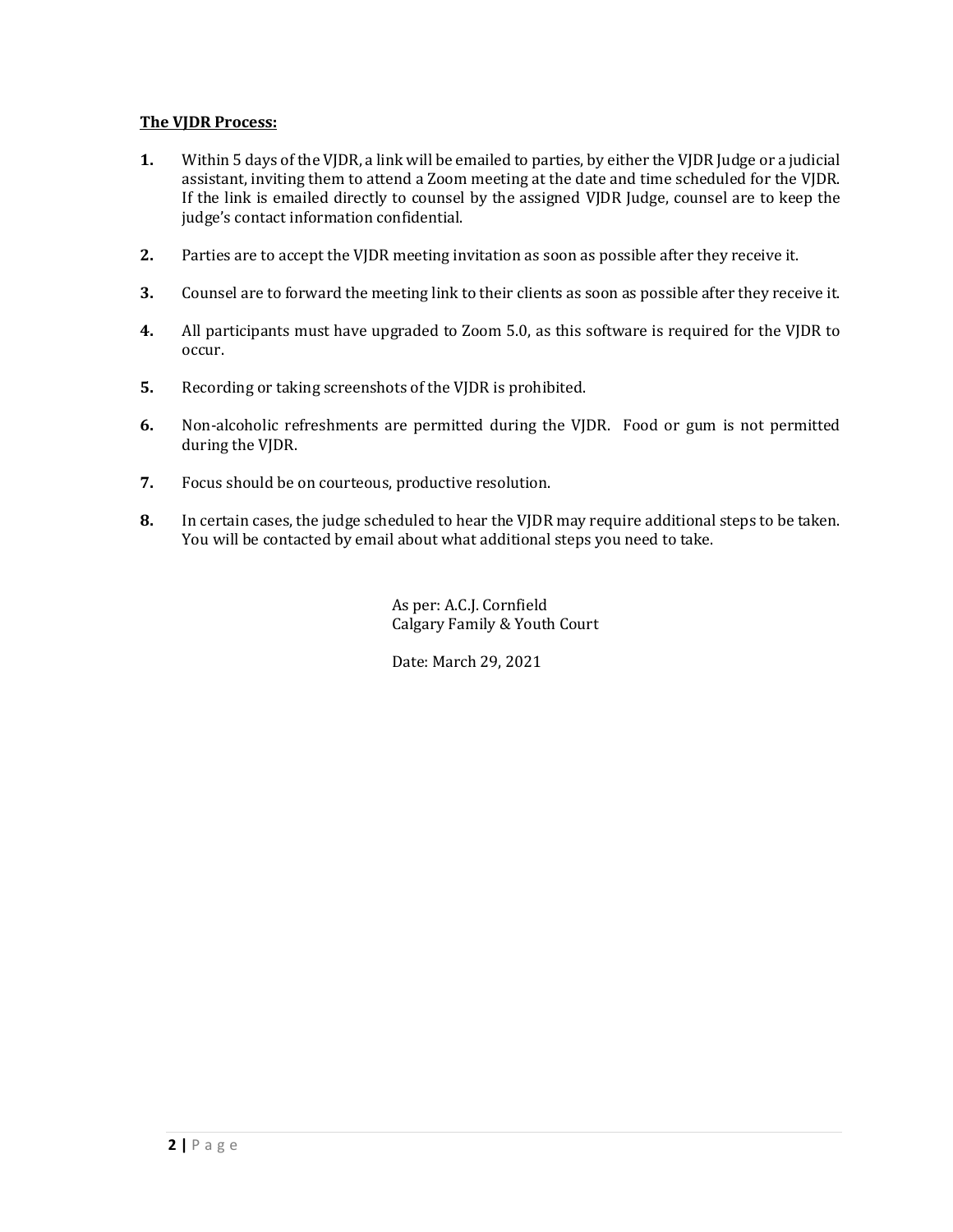**The VJDR Process:**

1. Within 5 days of the VJDR, a link will be emailed to parties, by either the VJDR Judge or a judicial assistant, inviting them to attend a Zoom meeting at the date and time scheduled for the VJDR. If the link is emailed directly to counsel by the assigned VJDR Judge, counsel are to keep the judge's contact information confidential.

2. Parties are to accept the VJDR meeting invitation as soon as possible after they receive it.

3. Counsel are to forward the meeting link to their clients as soon as possible after they receive it.

4. All participants must have upgraded to Zoom 5.0, as this software is required for the VJDR to occur.

5. Recording or taking screenshots of the VJDR is prohibited.

6. Non-alcoholic refreshments are permitted during the VJDR. Food or gum is not permitted during the VJDR.

7. Focus should be on courteous, productive resolution.

8. In certain cases, the judge scheduled to hear the VJDR may require additional steps to be taken. You will be contacted by email about what additional steps you need to take.

As per: A.C.J. Cornfield
Calgary Family & Youth Court

Date: March 29, 2021